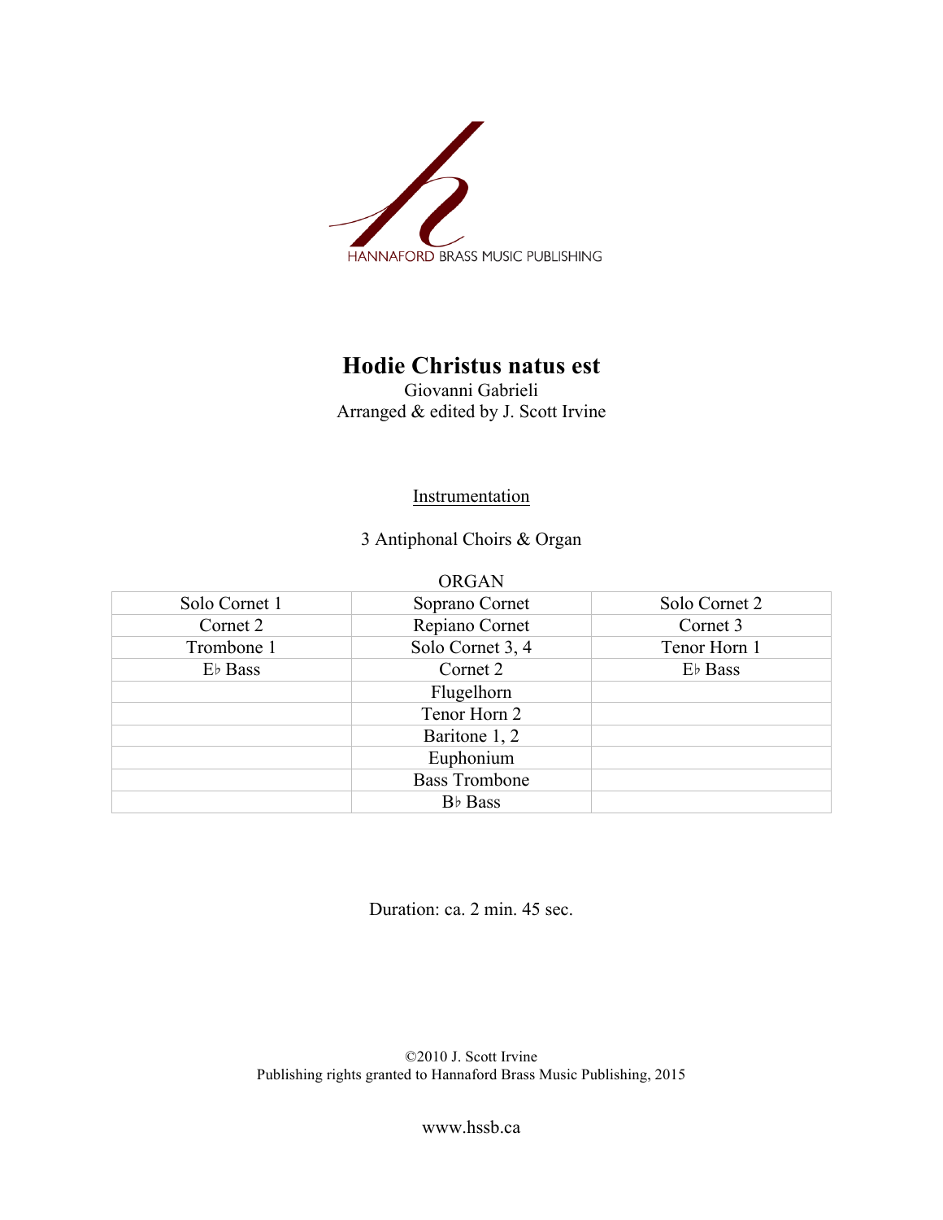HANNAFORD BRASS MUSIC PUBLISHING

# Hodie Christus natus est

Giovanni Gabrieli
Arranged & edited by J. Scott Irvine

Instrumentation

3 Antiphonal Choirs & Organ

ORGAN

| | | |
|---|---|---|
| Solo Cornet 1 | Soprano Cornet | Solo Cornet 2 |
| Cornet 2 | Repiano Cornet | Cornet 3 |
| Trombone 1 | Solo Cornet 3, 4 | Tenor Horn 1 |
| E♭ Bass | Cornet 2 | E♭ Bass |
| | Flugelhorn | |
| | Tenor Horn 2 | |
| | Baritone 1, 2 | |
| | Euphonium | |
| | Bass Trombone | |
| | B♭ Bass | |

Duration: ca. 2 min. 45 sec.

©2010 J. Scott Irvine
Publishing rights granted to Hannaford Brass Music Publishing, 2015

www.hssb.ca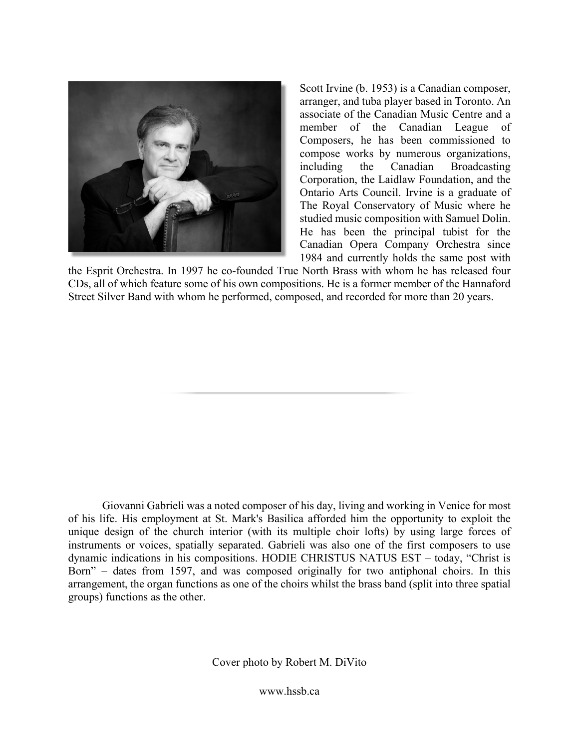Scott Irvine (b. 1953) is a Canadian composer, arranger, and tuba player based in Toronto. An associate of the Canadian Music Centre and a member of the Canadian League of Composers, he has been commissioned to compose works by numerous organizations, including the Canadian Broadcasting Corporation, the Laidlaw Foundation, and the Ontario Arts Council. Irvine is a graduate of The Royal Conservatory of Music where he studied music composition with Samuel Dolin. He has been the principal tubist for the Canadian Opera Company Orchestra since 1984 and currently holds the same post with the Esprit Orchestra. In 1997 he co-founded True North Brass with whom he has released four CDs, all of which feature some of his own compositions. He is a former member of the Hannaford Street Silver Band with whom he performed, composed, and recorded for more than 20 years.

Giovanni Gabrieli was a noted composer of his day, living and working in Venice for most of his life. His employment at St. Mark's Basilica afforded him the opportunity to exploit the unique design of the church interior (with its multiple choir lofts) by using large forces of instruments or voices, spatially separated. Gabrieli was also one of the first composers to use dynamic indications in his compositions. HODIE CHRISTUS NATUS EST – today, "Christ is Born" – dates from 1597, and was composed originally for two antiphonal choirs. In this arrangement, the organ functions as one of the choirs whilst the brass band (split into three spatial groups) functions as the other.

Cover photo by Robert M. DiVito

www.hssb.ca